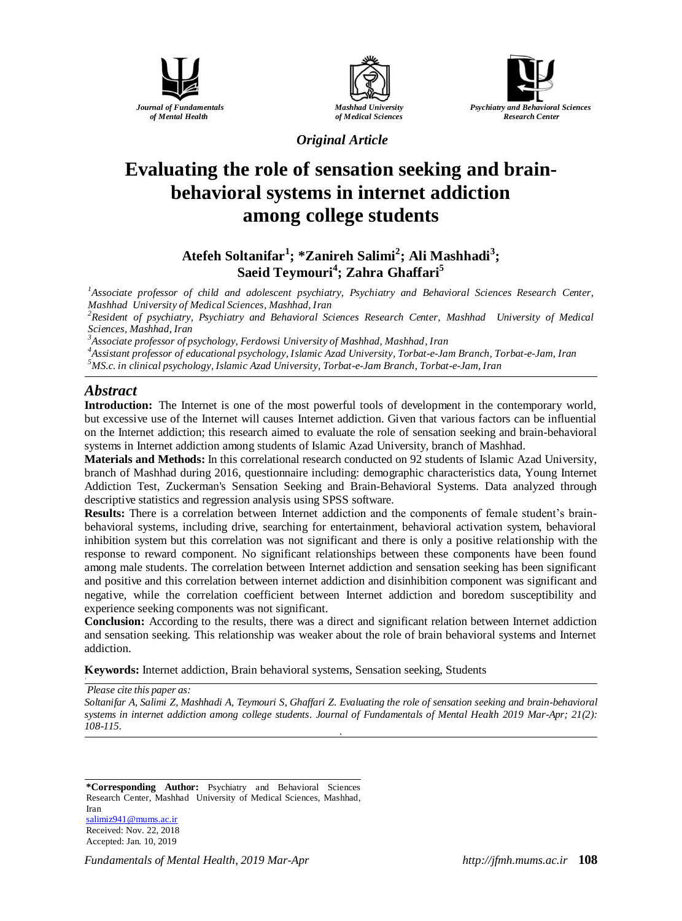*Original Article*

# Evaluating the role of sensation seeking and brain-behavioral systems in internet addiction among college students

**Atefeh Soltanifar[1]; *Zanireh Salimi[2]; Ali Mashhadi[3]; Saeid Teymouri[4]; Zahra Ghaffari[5]**

[1]*Associate professor of child and adolescent psychiatry, Psychiatry and Behavioral Sciences Research Center, Mashhad University of Medical Sciences, Mashhad, Iran*

[2]*Resident of psychiatry, Psychiatry and Behavioral Sciences Research Center, Mashhad University of Medical Sciences, Mashhad, Iran*

[3]*Associate professor of psychology, Ferdowsi University of Mashhad, Mashhad, Iran*

[4]*Assistant professor of educational psychology, Islamic Azad University, Torbat-e-Jam Branch, Torbat-e-Jam, Iran*

[5]*MS.c. in clinical psychology, Islamic Azad University, Torbat-e-Jam Branch, Torbat-e-Jam, Iran*

## Abstract

**Introduction:** The Internet is one of the most powerful tools of development in the contemporary world, but excessive use of the Internet will causes Internet addiction. Given that various factors can be influential on the Internet addiction; this research aimed to evaluate the role of sensation seeking and brain-behavioral systems in Internet addiction among students of Islamic Azad University, branch of Mashhad.

**Materials and Methods:** In this correlational research conducted on 92 students of Islamic Azad University, branch of Mashhad during 2016, questionnaire including: demographic characteristics data, Young Internet Addiction Test, Zuckerman's Sensation Seeking and Brain-Behavioral Systems. Data analyzed through descriptive statistics and regression analysis using SPSS software.

**Results:** There is a correlation between Internet addiction and the components of female student's brain-behavioral systems, including drive, searching for entertainment, behavioral activation system, behavioral inhibition system but this correlation was not significant and there is only a positive relationship with the response to reward component. No significant relationships between these components have been found among male students. The correlation between Internet addiction and sensation seeking has been significant and positive and this correlation between internet addiction and disinhibition component was significant and negative, while the correlation coefficient between Internet addiction and boredom susceptibility and experience seeking components was not significant.

**Conclusion:** According to the results, there was a direct and significant relation between Internet addiction and sensation seeking. This relationship was weaker about the role of brain behavioral systems and Internet addiction.

**Keywords:** Internet addiction, Brain behavioral systems, Sensation seeking, Students

*Please cite this paper as:*
*Soltanifar A, Salimi Z, Mashhadi A, Teymouri S, Ghaffari Z. Evaluating the role of sensation seeking and brain-behavioral systems in internet addiction among college students. Journal of Fundamentals of Mental Health 2019 Mar-Apr; 21(2): 108-115.*

---

**\*Corresponding Author:** Psychiatry and Behavioral Sciences Research Center, Mashhad University of Medical Sciences, Mashhad, Iran
salimiz941@mums.ac.ir
Received: Nov. 22, 2018
Accepted: Jan. 10, 2019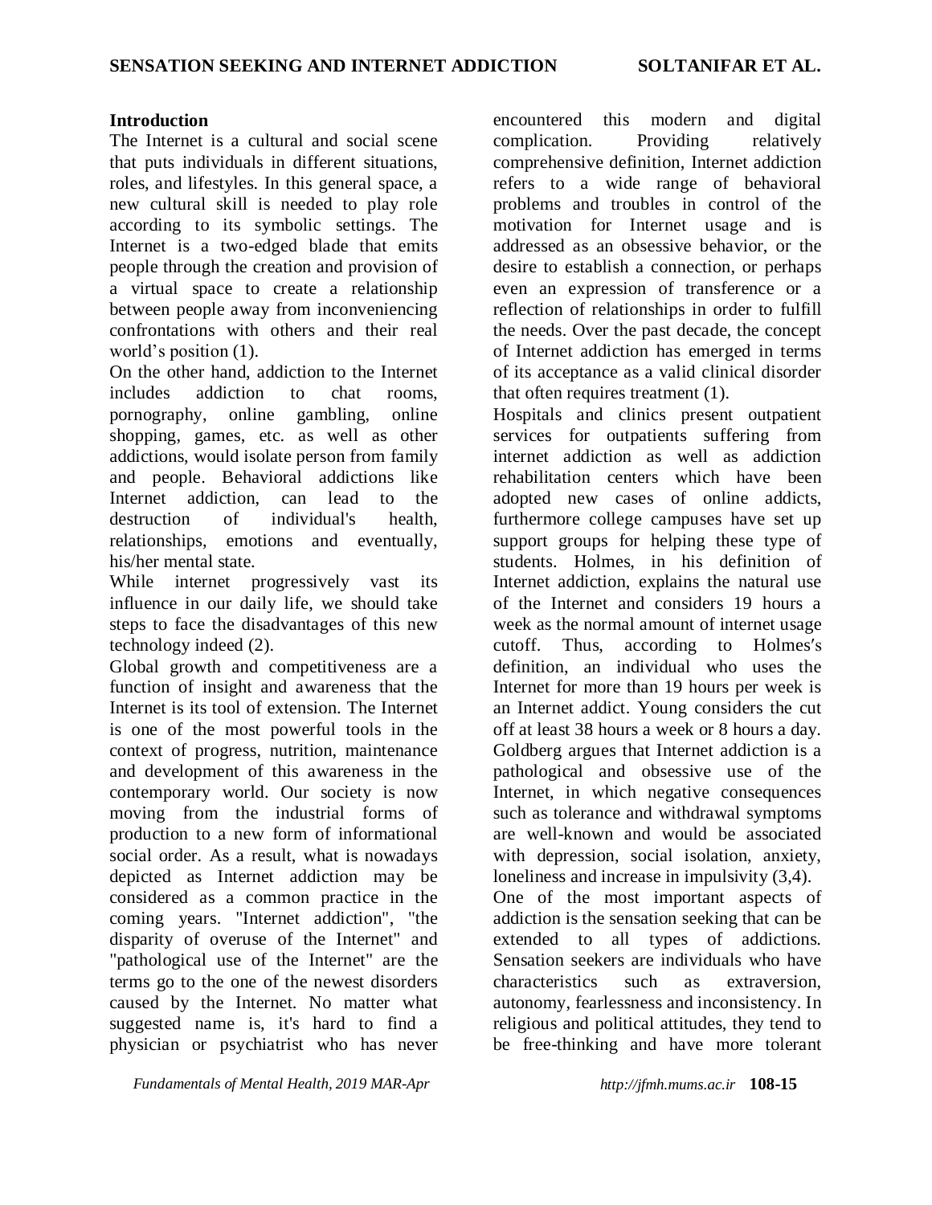## Introduction

The Internet is a cultural and social scene that puts individuals in different situations, roles, and lifestyles. In this general space, a new cultural skill is needed to play role according to its symbolic settings. The Internet is a two-edged blade that emits people through the creation and provision of a virtual space to create a relationship between people away from inconveniencing confrontations with others and their real world's position (1).

On the other hand, addiction to the Internet includes addiction to chat rooms, pornography, online gambling, online shopping, games, etc. as well as other addictions, would isolate person from family and people. Behavioral addictions like Internet addiction, can lead to the destruction of individual's health, relationships, emotions and eventually, his/her mental state.

While internet progressively vast its influence in our daily life, we should take steps to face the disadvantages of this new technology indeed (2).

Global growth and competitiveness are a function of insight and awareness that the Internet is its tool of extension. The Internet is one of the most powerful tools in the context of progress, nutrition, maintenance and development of this awareness in the contemporary world. Our society is now moving from the industrial forms of production to a new form of informational social order. As a result, what is nowadays depicted as Internet addiction may be considered as a common practice in the coming years. "Internet addiction", "the disparity of overuse of the Internet" and "pathological use of the Internet" are the terms go to the one of the newest disorders caused by the Internet. No matter what suggested name is, it's hard to find a physician or psychiatrist who has never encountered this modern and digital complication. Providing relatively comprehensive definition, Internet addiction refers to a wide range of behavioral problems and troubles in control of the motivation for Internet usage and is addressed as an obsessive behavior, or the desire to establish a connection, or perhaps even an expression of transference or a reflection of relationships in order to fulfill the needs. Over the past decade, the concept of Internet addiction has emerged in terms of its acceptance as a valid clinical disorder that often requires treatment (1).

Hospitals and clinics present outpatient services for outpatients suffering from internet addiction as well as addiction rehabilitation centers which have been adopted new cases of online addicts, furthermore college campuses have set up support groups for helping these type of students. Holmes, in his definition of Internet addiction, explains the natural use of the Internet and considers 19 hours a week as the normal amount of internet usage cutoff. Thus, according to Holmes's definition, an individual who uses the Internet for more than 19 hours per week is an Internet addict. Young considers the cut off at least 38 hours a week or 8 hours a day. Goldberg argues that Internet addiction is a pathological and obsessive use of the Internet, in which negative consequences such as tolerance and withdrawal symptoms are well-known and would be associated with depression, social isolation, anxiety, loneliness and increase in impulsivity (3,4).

One of the most important aspects of addiction is the sensation seeking that can be extended to all types of addictions. Sensation seekers are individuals who have characteristics such as extraversion, autonomy, fearlessness and inconsistency. In religious and political attitudes, they tend to be free-thinking and have more tolerant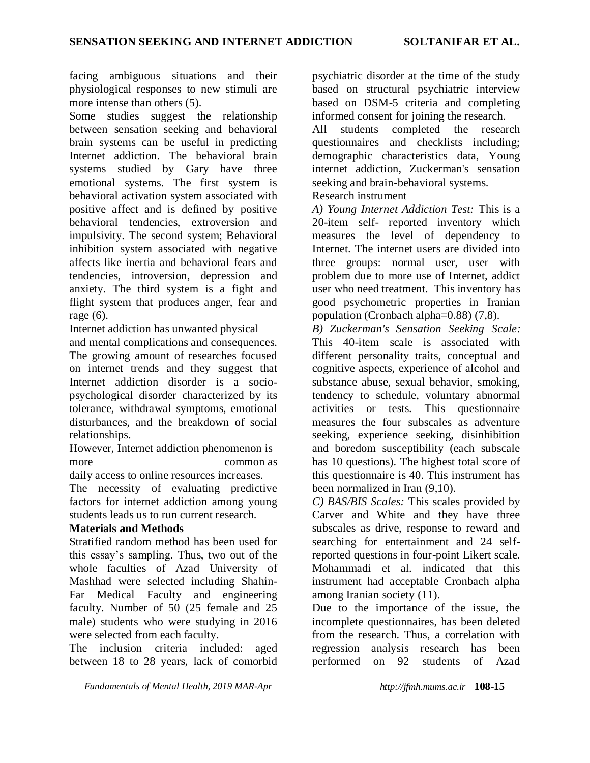facing ambiguous situations and their physiological responses to new stimuli are more intense than others (5).

Some studies suggest the relationship between sensation seeking and behavioral brain systems can be useful in predicting Internet addiction. The behavioral brain systems studied by Gary have three emotional systems. The first system is behavioral activation system associated with positive affect and is defined by positive behavioral tendencies, extroversion and impulsivity. The second system; Behavioral inhibition system associated with negative affects like inertia and behavioral fears and tendencies, introversion, depression and anxiety. The third system is a fight and flight system that produces anger, fear and rage (6).

Internet addiction has unwanted physical and mental complications and consequences. The growing amount of researches focused on internet trends and they suggest that Internet addiction disorder is a socio-psychological disorder characterized by its tolerance, withdrawal symptoms, emotional disturbances, and the breakdown of social relationships.

However, Internet addiction phenomenon is more common as daily access to online resources increases.

The necessity of evaluating predictive factors for internet addiction among young students leads us to run current research.

**Materials and Methods**

Stratified random method has been used for this essay's sampling. Thus, two out of the whole faculties of Azad University of Mashhad were selected including Shahin-Far Medical Faculty and engineering faculty. Number of 50 (25 female and 25 male) students who were studying in 2016 were selected from each faculty.

The inclusion criteria included: aged between 18 to 28 years, lack of comorbid psychiatric disorder at the time of the study based on structural psychiatric interview based on DSM-5 criteria and completing informed consent for joining the research.

All students completed the research questionnaires and checklists including; demographic characteristics data, Young internet addiction, Zuckerman's sensation seeking and brain-behavioral systems.

Research instrument

*A) Young Internet Addiction Test:* This is a 20-item self- reported inventory which measures the level of dependency to Internet. The internet users are divided into three groups: normal user, user with problem due to more use of Internet, addict user who need treatment. This inventory has good psychometric properties in Iranian population (Cronbach alpha=0.88) (7,8).

*B) Zuckerman's Sensation Seeking Scale:* This 40-item scale is associated with different personality traits, conceptual and cognitive aspects, experience of alcohol and substance abuse, sexual behavior, smoking, tendency to schedule, voluntary abnormal activities or tests. This questionnaire measures the four subscales as adventure seeking, experience seeking, disinhibition and boredom susceptibility (each subscale has 10 questions). The highest total score of this questionnaire is 40. This instrument has been normalized in Iran (9,10).

*C) BAS/BIS Scales:* This scales provided by Carver and White and they have three subscales as drive, response to reward and searching for entertainment and 24 self-reported questions in four-point Likert scale. Mohammadi et al. indicated that this instrument had acceptable Cronbach alpha among Iranian society (11).

Due to the importance of the issue, the incomplete questionnaires, has been deleted from the research. Thus, a correlation with regression analysis research has been performed on 92 students of Azad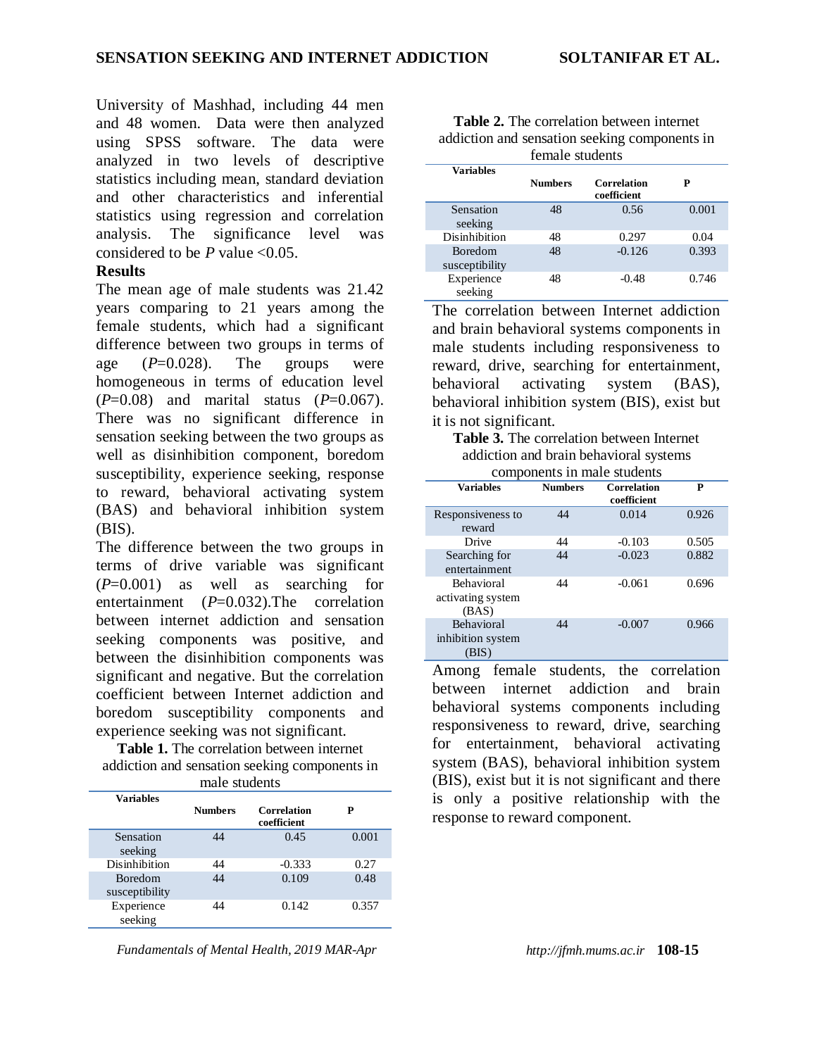University of Mashhad, including 44 men and 48 women. Data were then analyzed using SPSS software. The data were analyzed in two levels of descriptive statistics including mean, standard deviation and other characteristics and inferential statistics using regression and correlation analysis. The significance level was considered to be *P* value <0.05.

## Results

The mean age of male students was 21.42 years comparing to 21 years among the female students, which had a significant difference between two groups in terms of age (*P*=0.028). The groups were homogeneous in terms of education level (*P*=0.08) and marital status (*P*=0.067). There was no significant difference in sensation seeking between the two groups as well as disinhibition component, boredom susceptibility, experience seeking, response to reward, behavioral activating system (BAS) and behavioral inhibition system (BIS).

The difference between the two groups in terms of drive variable was significant (*P*=0.001) as well as searching for entertainment (*P*=0.032).The correlation between internet addiction and sensation seeking components was positive, and between the disinhibition components was significant and negative. But the correlation coefficient between Internet addiction and boredom susceptibility components and experience seeking was not significant.

**Table 1.** The correlation between internet addiction and sensation seeking components in male students

| Variables | Numbers | Correlation coefficient | P |
|---|---|---|---|
| Sensation seeking | 44 | 0.45 | 0.001 |
| Disinhibition | 44 | -0.333 | 0.27 |
| Boredom susceptibility | 44 | 0.109 | 0.48 |
| Experience seeking | 44 | 0.142 | 0.357 |

**Table 2.** The correlation between internet addiction and sensation seeking components in female students

| Variables | Numbers | Correlation coefficient | P |
|---|---|---|---|
| Sensation seeking | 48 | 0.56 | 0.001 |
| Disinhibition | 48 | 0.297 | 0.04 |
| Boredom susceptibility | 48 | -0.126 | 0.393 |
| Experience seeking | 48 | -0.48 | 0.746 |

The correlation between Internet addiction and brain behavioral systems components in male students including responsiveness to reward, drive, searching for entertainment, behavioral activating system (BAS), behavioral inhibition system (BIS), exist but it is not significant.

**Table 3.** The correlation between Internet addiction and brain behavioral systems components in male students

| Variables | Numbers | Correlation coefficient | P |
|---|---|---|---|
| Responsiveness to reward | 44 | 0.014 | 0.926 |
| Drive | 44 | -0.103 | 0.505 |
| Searching for entertainment | 44 | -0.023 | 0.882 |
| Behavioral activating system (BAS) | 44 | -0.061 | 0.696 |
| Behavioral inhibition system (BIS) | 44 | -0.007 | 0.966 |

Among female students, the correlation between internet addiction and brain behavioral systems components including responsiveness to reward, drive, searching for entertainment, behavioral activating system (BAS), behavioral inhibition system (BIS), exist but it is not significant and there is only a positive relationship with the response to reward component.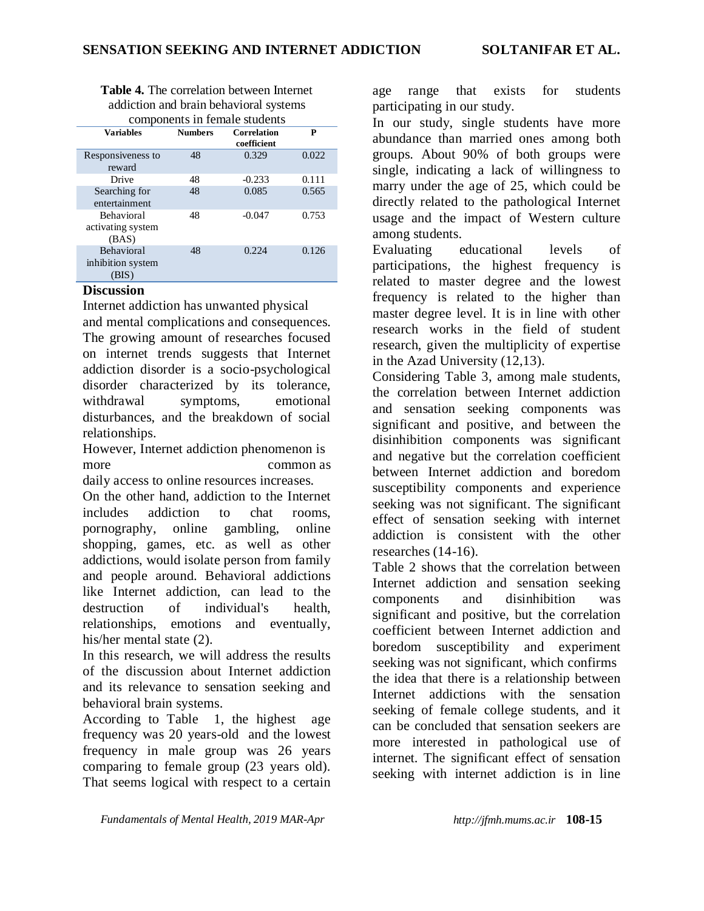**Table 4.** The correlation between Internet addiction and brain behavioral systems components in female students

| Variables | Numbers | Correlation coefficient | P |
|---|---|---|---|
| Responsiveness to reward | 48 | 0.329 | 0.022 |
| Drive | 48 | -0.233 | 0.111 |
| Searching for entertainment | 48 | 0.085 | 0.565 |
| Behavioral activating system (BAS) | 48 | -0.047 | 0.753 |
| Behavioral inhibition system (BIS) | 48 | 0.224 | 0.126 |

## Discussion

Internet addiction has unwanted physical and mental complications and consequences. The growing amount of researches focused on internet trends suggests that Internet addiction disorder is a socio-psychological disorder characterized by its tolerance, withdrawal symptoms, emotional disturbances, and the breakdown of social relationships.

However, Internet addiction phenomenon is more common as daily access to online resources increases.

On the other hand, addiction to the Internet includes addiction to chat rooms, pornography, online gambling, online shopping, games, etc. as well as other addictions, would isolate person from family and people around. Behavioral addictions like Internet addiction, can lead to the destruction of individual's health, relationships, emotions and eventually, his/her mental state (2).

In this research, we will address the results of the discussion about Internet addiction and its relevance to sensation seeking and behavioral brain systems.

According to Table 1, the highest age frequency was 20 years-old and the lowest frequency in male group was 26 years comparing to female group (23 years old). That seems logical with respect to a certain age range that exists for students participating in our study.

In our study, single students have more abundance than married ones among both groups. About 90% of both groups were single, indicating a lack of willingness to marry under the age of 25, which could be directly related to the pathological Internet usage and the impact of Western culture among students.

Evaluating educational levels of participations, the highest frequency is related to master degree and the lowest frequency is related to the higher than master degree level. It is in line with other research works in the field of student research, given the multiplicity of expertise in the Azad University (12,13).

Considering Table 3, among male students, the correlation between Internet addiction and sensation seeking components was significant and positive, and between the disinhibition components was significant and negative but the correlation coefficient between Internet addiction and boredom susceptibility components and experience seeking was not significant. The significant effect of sensation seeking with internet addiction is consistent with the other researches (14-16).

Table 2 shows that the correlation between Internet addiction and sensation seeking components and disinhibition was significant and positive, but the correlation coefficient between Internet addiction and boredom susceptibility and experiment seeking was not significant, which confirms the idea that there is a relationship between Internet addictions with the sensation seeking of female college students, and it can be concluded that sensation seekers are more interested in pathological use of internet. The significant effect of sensation seeking with internet addiction is in line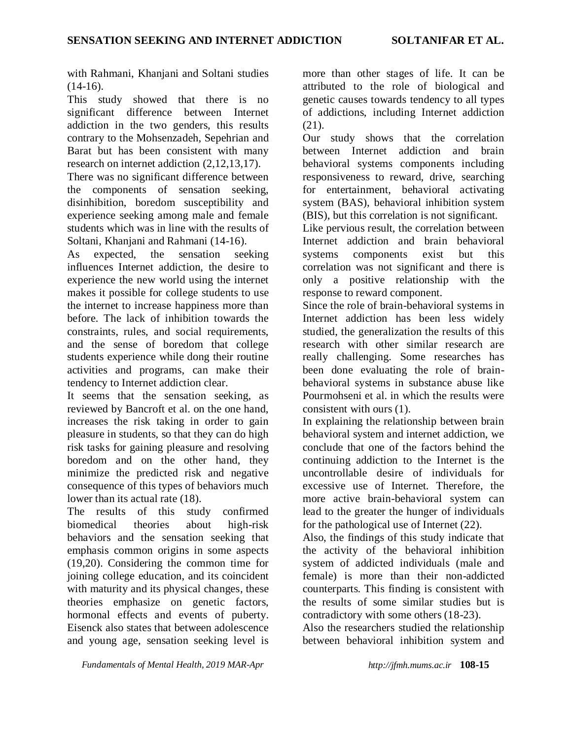with Rahmani, Khanjani and Soltani studies (14-16).

This study showed that there is no significant difference between Internet addiction in the two genders, this results contrary to the Mohsenzadeh, Sepehrian and Barat but has been consistent with many research on internet addiction (2,12,13,17).

There was no significant difference between the components of sensation seeking, disinhibition, boredom susceptibility and experience seeking among male and female students which was in line with the results of Soltani, Khanjani and Rahmani (14-16).

As expected, the sensation seeking influences Internet addiction, the desire to experience the new world using the internet makes it possible for college students to use the internet to increase happiness more than before. The lack of inhibition towards the constraints, rules, and social requirements, and the sense of boredom that college students experience while dong their routine activities and programs, can make their tendency to Internet addiction clear.

It seems that the sensation seeking, as reviewed by Bancroft et al. on the one hand, increases the risk taking in order to gain pleasure in students, so that they can do high risk tasks for gaining pleasure and resolving boredom and on the other hand, they minimize the predicted risk and negative consequence of this types of behaviors much lower than its actual rate (18).

The results of this study confirmed biomedical theories about high-risk behaviors and the sensation seeking that emphasis common origins in some aspects (19,20). Considering the common time for joining college education, and its coincident with maturity and its physical changes, these theories emphasize on genetic factors, hormonal effects and events of puberty. Eisenck also states that between adolescence and young age, sensation seeking level is more than other stages of life. It can be attributed to the role of biological and genetic causes towards tendency to all types of addictions, including Internet addiction (21).

Our study shows that the correlation between Internet addiction and brain behavioral systems components including responsiveness to reward, drive, searching for entertainment, behavioral activating system (BAS), behavioral inhibition system (BIS), but this correlation is not significant.

Like pervious result, the correlation between Internet addiction and brain behavioral systems components exist but this correlation was not significant and there is only a positive relationship with the response to reward component.

Since the role of brain-behavioral systems in Internet addiction has been less widely studied, the generalization the results of this research with other similar research are really challenging. Some researches has been done evaluating the role of brain-behavioral systems in substance abuse like Pourmohseni et al. in which the results were consistent with ours (1).

In explaining the relationship between brain behavioral system and internet addiction, we conclude that one of the factors behind the continuing addiction to the Internet is the uncontrollable desire of individuals for excessive use of Internet. Therefore, the more active brain-behavioral system can lead to the greater the hunger of individuals for the pathological use of Internet (22).

Also, the findings of this study indicate that the activity of the behavioral inhibition system of addicted individuals (male and female) is more than their non-addicted counterparts. This finding is consistent with the results of some similar studies but is contradictory with some others (18-23).

Also the researchers studied the relationship between behavioral inhibition system and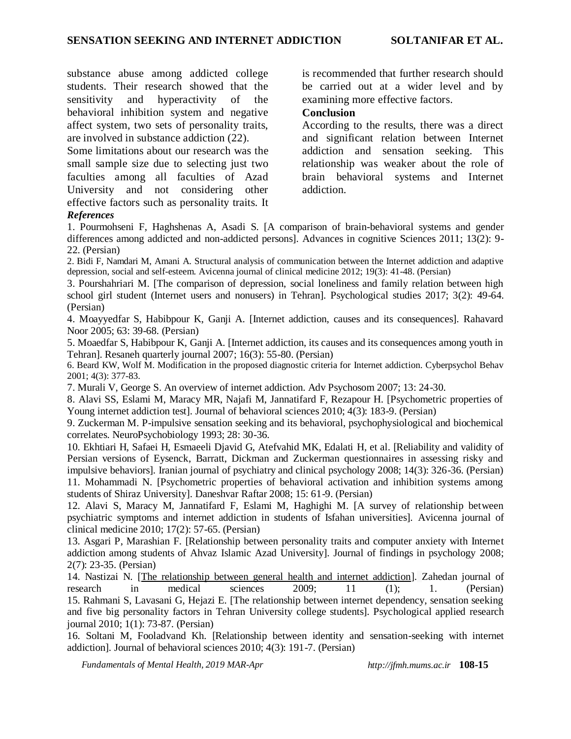substance abuse among addicted college students. Their research showed that the sensitivity and hyperactivity of the behavioral inhibition system and negative affect system, two sets of personality traits, are involved in substance addiction (22).

Some limitations about our research was the small sample size due to selecting just two faculties among all faculties of Azad University and not considering other effective factors such as personality traits. It is recommended that further research should be carried out at a wider level and by examining more effective factors.

## Conclusion

According to the results, there was a direct and significant relation between Internet addiction and sensation seeking. This relationship was weaker about the role of brain behavioral systems and Internet addiction.

## *References*

1. Pourmohseni F, Haghshenas A, Asadi S. [A comparison of brain-behavioral systems and gender differences among addicted and non-addicted persons]. Advances in cognitive Sciences 2011; 13(2): 9-22. (Persian)
2. Bidi F, Namdari M, Amani A. Structural analysis of communication between the Internet addiction and adaptive depression, social and self-esteem. Avicenna journal of clinical medicine 2012; 19(3): 41-48. (Persian)
3. Pourshahriari M. [The comparison of depression, social loneliness and family relation between high school girl student (Internet users and nonusers) in Tehran]. Psychological studies 2017; 3(2): 49-64. (Persian)
4. Moayyedfar S, Habibpour K, Ganji A. [Internet addiction, causes and its consequences]. Rahavard Noor 2005; 63: 39-68. (Persian)
5. Moaedfar S, Habibpour K, Ganji A. [Internet addiction, its causes and its consequences among youth in Tehran]. Resaneh quarterly journal 2007; 16(3): 55-80. (Persian)
6. Beard KW, Wolf M. Modification in the proposed diagnostic criteria for Internet addiction. Cyberpsychol Behav 2001; 4(3): 377-83.
7. Murali V, George S. An overview of internet addiction. Adv Psychosom 2007; 13: 24-30.
8. Alavi SS, Eslami M, Maracy MR, Najafi M, Jannatifard F, Rezapour H. [Psychometric properties of Young internet addiction test]. Journal of behavioral sciences 2010; 4(3): 183-9. (Persian)
9. Zuckerman M. P-impulsive sensation seeking and its behavioral, psychophysiological and biochemical correlates. NeuroPsychobiology 1993; 28: 30-36.
10. Ekhtiari H, Safaei H, Esmaeeli Djavid G, Atefvahid MK, Edalati H, et al. [Reliability and validity of Persian versions of Eysenck, Barratt, Dickman and Zuckerman questionnaires in assessing risky and impulsive behaviors]. Iranian journal of psychiatry and clinical psychology 2008; 14(3): 326-36. (Persian)
11. Mohammadi N. [Psychometric properties of behavioral activation and inhibition systems among students of Shiraz University]. Daneshvar Raftar 2008; 15: 61-9. (Persian)
12. Alavi S, Maracy M, Jannatifard F, Eslami M, Haghighi M. [A survey of relationship between psychiatric symptoms and internet addiction in students of Isfahan universities]. Avicenna journal of clinical medicine 2010; 17(2): 57-65. (Persian)
13. Asgari P, Marashian F. [Relationship between personality traits and computer anxiety with Internet addiction among students of Ahvaz Islamic Azad University]. Journal of findings in psychology 2008; 2(7): 23-35. (Persian)
14. Nastizai N. [The relationship between general health and internet addiction]. Zahedan journal of research in medical sciences 2009; 11 (1); 1. (Persian)
15. Rahmani S, Lavasani G, Hejazi E. [The relationship between internet dependency, sensation seeking and five big personality factors in Tehran University college students]. Psychological applied research journal 2010; 1(1): 73-87. (Persian)
16. Soltani M, Fooladvand Kh. [Relationship between identity and sensation-seeking with internet addiction]. Journal of behavioral sciences 2010; 4(3): 191-7. (Persian)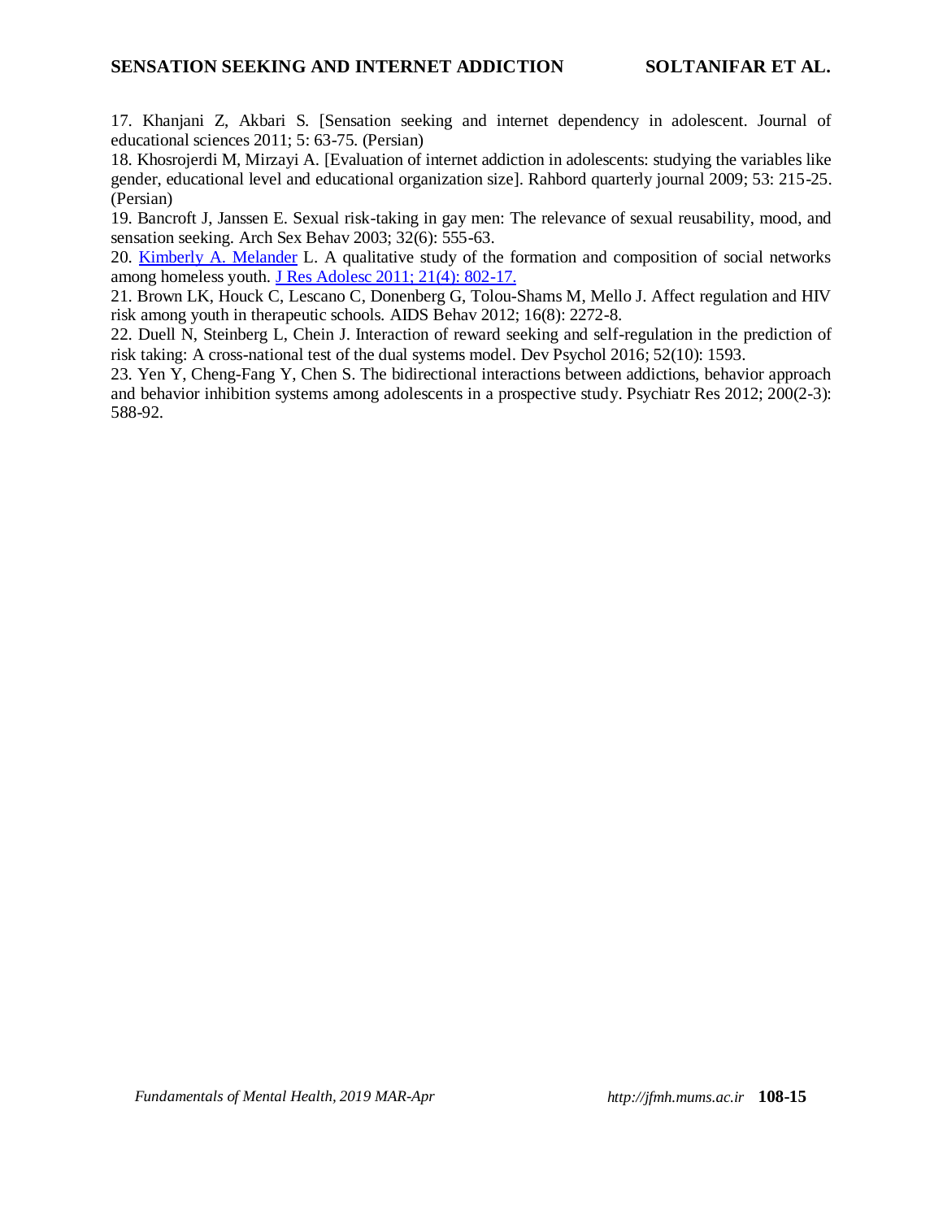17. Khanjani Z, Akbari S. [Sensation seeking and internet dependency in adolescent. Journal of educational sciences 2011; 5: 63-75. (Persian)

18. Khosrojerdi M, Mirzayi A. [Evaluation of internet addiction in adolescents: studying the variables like gender, educational level and educational organization size]. Rahbord quarterly journal 2009; 53: 215-25. (Persian)

19. Bancroft J, Janssen E. Sexual risk-taking in gay men: The relevance of sexual reusability, mood, and sensation seeking. Arch Sex Behav 2003; 32(6): 555-63.

20. Kimberly A. Melander L. A qualitative study of the formation and composition of social networks among homeless youth. J Res Adolesc 2011; 21(4): 802-17.

21. Brown LK, Houck C, Lescano C, Donenberg G, Tolou-Shams M, Mello J. Affect regulation and HIV risk among youth in therapeutic schools. AIDS Behav 2012; 16(8): 2272-8.

22. Duell N, Steinberg L, Chein J. Interaction of reward seeking and self-regulation in the prediction of risk taking: A cross-national test of the dual systems model. Dev Psychol 2016; 52(10): 1593.

23. Yen Y, Cheng-Fang Y, Chen S. The bidirectional interactions between addictions, behavior approach and behavior inhibition systems among adolescents in a prospective study. Psychiatr Res 2012; 200(2-3): 588-92.